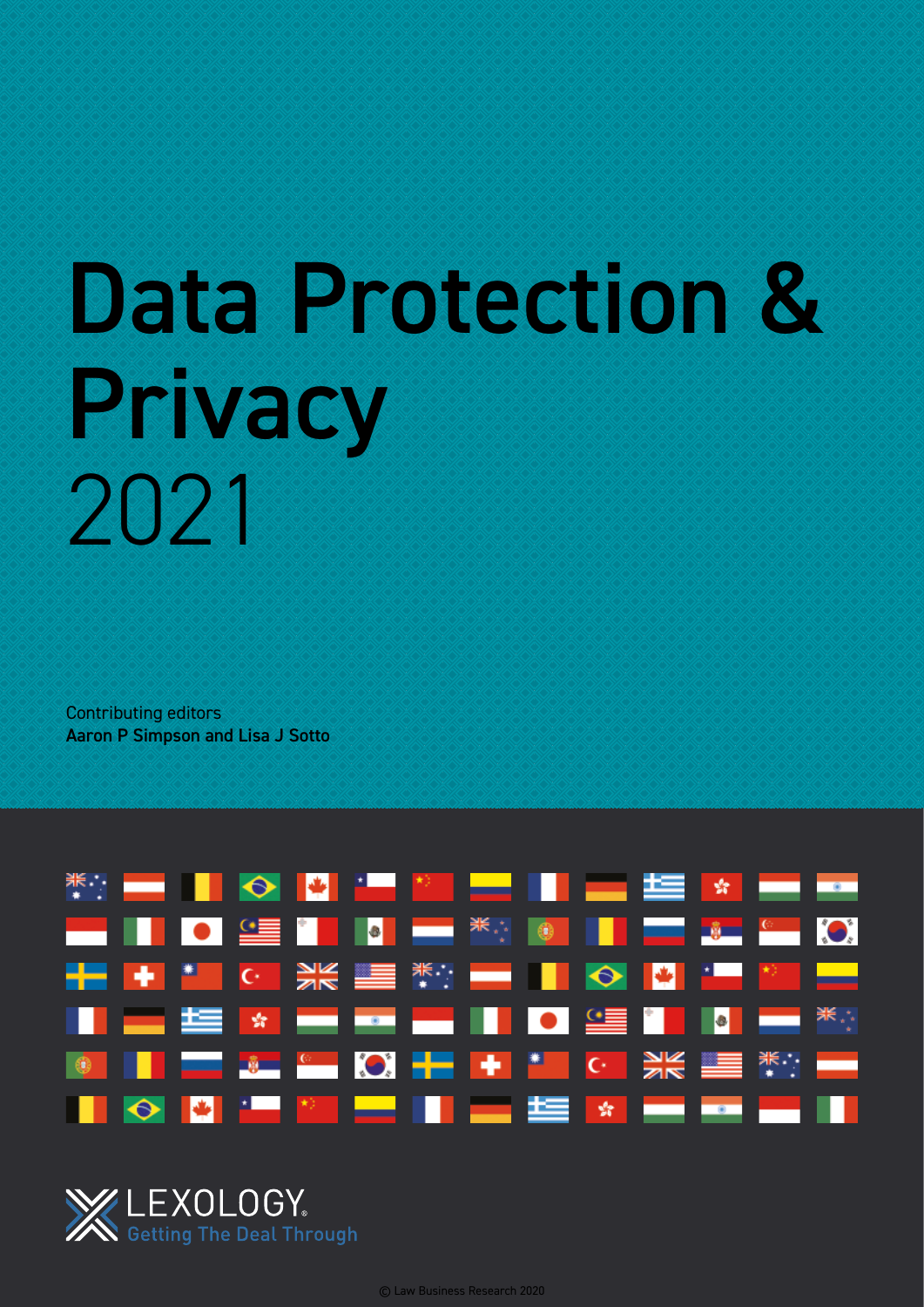# Data Protection & Privacy 2021

Contributing editors
**Aaron P Simpson and Lisa J Sotto**

LEXOLOGY
Getting The Deal Through

© Law Business Research 2020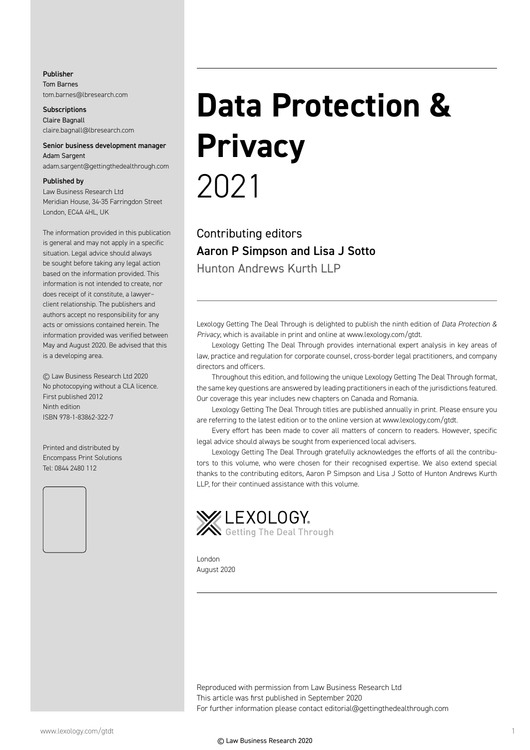**Publisher**
Tom Barnes
tom.barnes@lbresearch.com

**Subscriptions**
Claire Bagnall
claire.bagnall@lbresearch.com

**Senior business development manager**
Adam Sargent
adam.sargent@gettingthedealthrough.com

**Published by**
Law Business Research Ltd
Meridian House, 34-35 Farringdon Street
London, EC4A 4HL, UK

The information provided in this publication is general and may not apply in a specific situation. Legal advice should always be sought before taking any legal action based on the information provided. This information is not intended to create, nor does receipt of it constitute, a lawyer–client relationship. The publishers and authors accept no responsibility for any acts or omissions contained herein. The information provided was verified between May and August 2020. Be advised that this is a developing area.

© Law Business Research Ltd 2020
No photocopying without a CLA licence.
First published 2012
Ninth edition
ISBN 978-1-83862-322-7

Printed and distributed by
Encompass Print Solutions
Tel: 0844 2480 112

# Data Protection & Privacy
2021

## Contributing editors
**Aaron P Simpson and Lisa J Sotto**
Hunton Andrews Kurth LLP

Lexology Getting The Deal Through is delighted to publish the ninth edition of *Data Protection & Privacy*, which is available in print and online at www.lexology.com/gtdt.

Lexology Getting The Deal Through provides international expert analysis in key areas of law, practice and regulation for corporate counsel, cross-border legal practitioners, and company directors and officers.

Throughout this edition, and following the unique Lexology Getting The Deal Through format, the same key questions are answered by leading practitioners in each of the jurisdictions featured. Our coverage this year includes new chapters on Canada and Romania.

Lexology Getting The Deal Through titles are published annually in print. Please ensure you are referring to the latest edition or to the online version at www.lexology.com/gtdt.

Every effort has been made to cover all matters of concern to readers. However, specific legal advice should always be sought from experienced local advisers.

Lexology Getting The Deal Through gratefully acknowledges the efforts of all the contributors to this volume, who were chosen for their recognised expertise. We also extend special thanks to the contributing editors, Aaron P Simpson and Lisa J Sotto of Hunton Andrews Kurth LLP, for their continued assistance with this volume.

LEXOLOGY Getting The Deal Through

London
August 2020

Reproduced with permission from Law Business Research Ltd
This article was first published in September 2020
For further information please contact editorial@gettingthedealthrough.com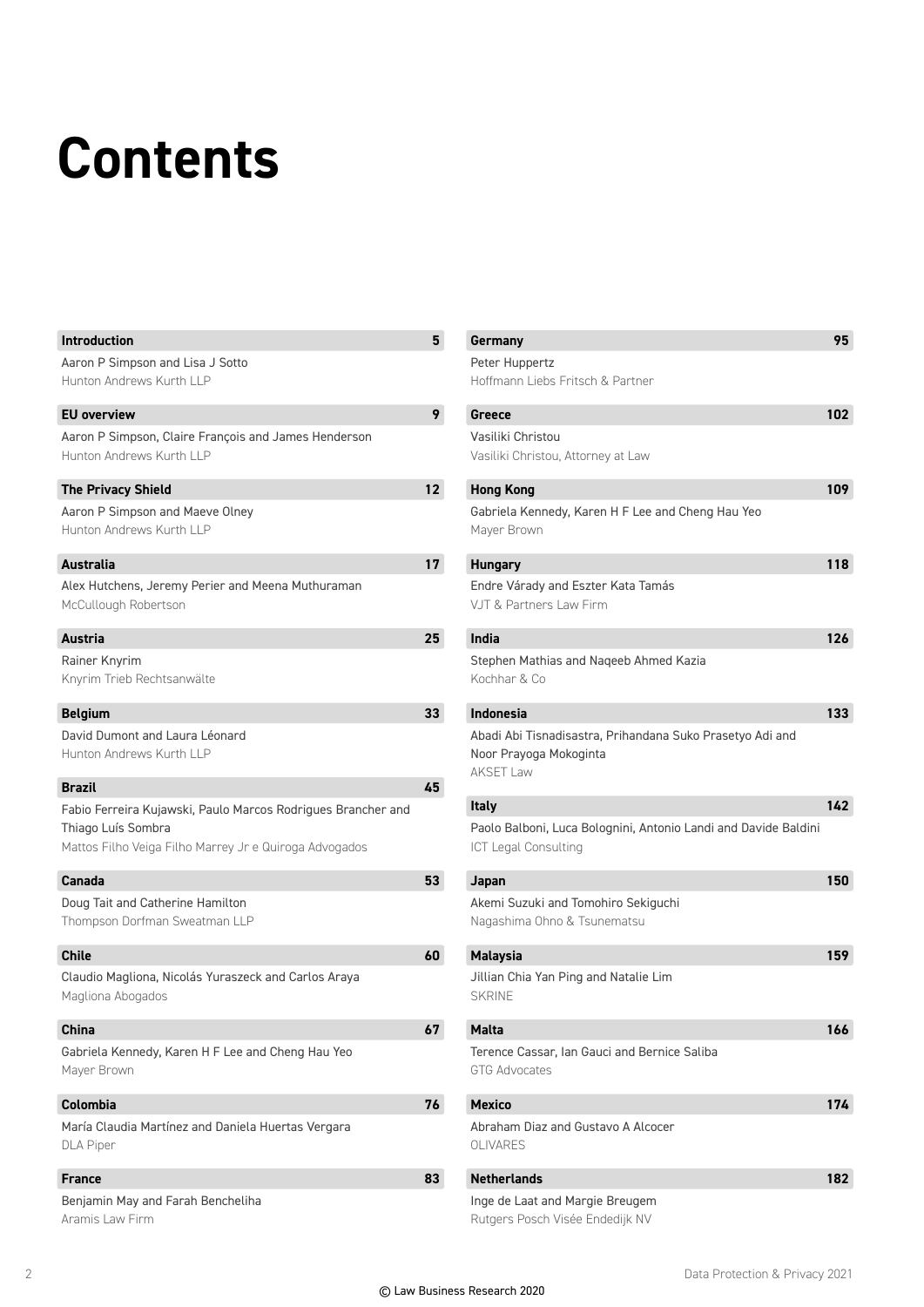# Contents

**Introduction** 5

Aaron P Simpson and Lisa J Sotto
Hunton Andrews Kurth LLP

**EU overview** 9

Aaron P Simpson, Claire François and James Henderson
Hunton Andrews Kurth LLP

**The Privacy Shield** 12

Aaron P Simpson and Maeve Olney
Hunton Andrews Kurth LLP

**Australia** 17

Alex Hutchens, Jeremy Perier and Meena Muthuraman
McCullough Robertson

**Austria** 25

Rainer Knyrim
Knyrim Trieb Rechtsanwälte

**Belgium** 33

David Dumont and Laura Léonard
Hunton Andrews Kurth LLP

**Brazil** 45

Fabio Ferreira Kujawski, Paulo Marcos Rodrigues Brancher and Thiago Luís Sombra
Mattos Filho Veiga Filho Marrey Jr e Quiroga Advogados

**Canada** 53

Doug Tait and Catherine Hamilton
Thompson Dorfman Sweatman LLP

**Chile** 60

Claudio Magliona, Nicolás Yuraszeck and Carlos Araya
Magliona Abogados

**China** 67

Gabriela Kennedy, Karen H F Lee and Cheng Hau Yeo
Mayer Brown

**Colombia** 76

María Claudia Martínez and Daniela Huertas Vergara
DLA Piper

**France** 83

Benjamin May and Farah Bencheliha
Aramis Law Firm

**Germany** 95

Peter Huppertz
Hoffmann Liebs Fritsch & Partner

**Greece** 102

Vasiliki Christou
Vasiliki Christou, Attorney at Law

**Hong Kong** 109

Gabriela Kennedy, Karen H F Lee and Cheng Hau Yeo
Mayer Brown

**Hungary** 118

Endre Várady and Eszter Kata Tamás
VJT & Partners Law Firm

**India** 126

Stephen Mathias and Naqeeb Ahmed Kazia
Kochhar & Co

**Indonesia** 133

Abadi Abi Tisnadisastra, Prihandana Suko Prasetyo Adi and Noor Prayoga Mokoginta
AKSET Law

**Italy** 142

Paolo Balboni, Luca Bolognini, Antonio Landi and Davide Baldini
ICT Legal Consulting

**Japan** 150

Akemi Suzuki and Tomohiro Sekiguchi
Nagashima Ohno & Tsunematsu

**Malaysia** 159

Jillian Chia Yan Ping and Natalie Lim
SKRINE

**Malta** 166

Terence Cassar, Ian Gauci and Bernice Saliba
GTG Advocates

**Mexico** 174

Abraham Diaz and Gustavo A Alcocer
OLIVARES

**Netherlands** 182

Inge de Laat and Margie Breugem
Rutgers Posch Visée Endedijk NV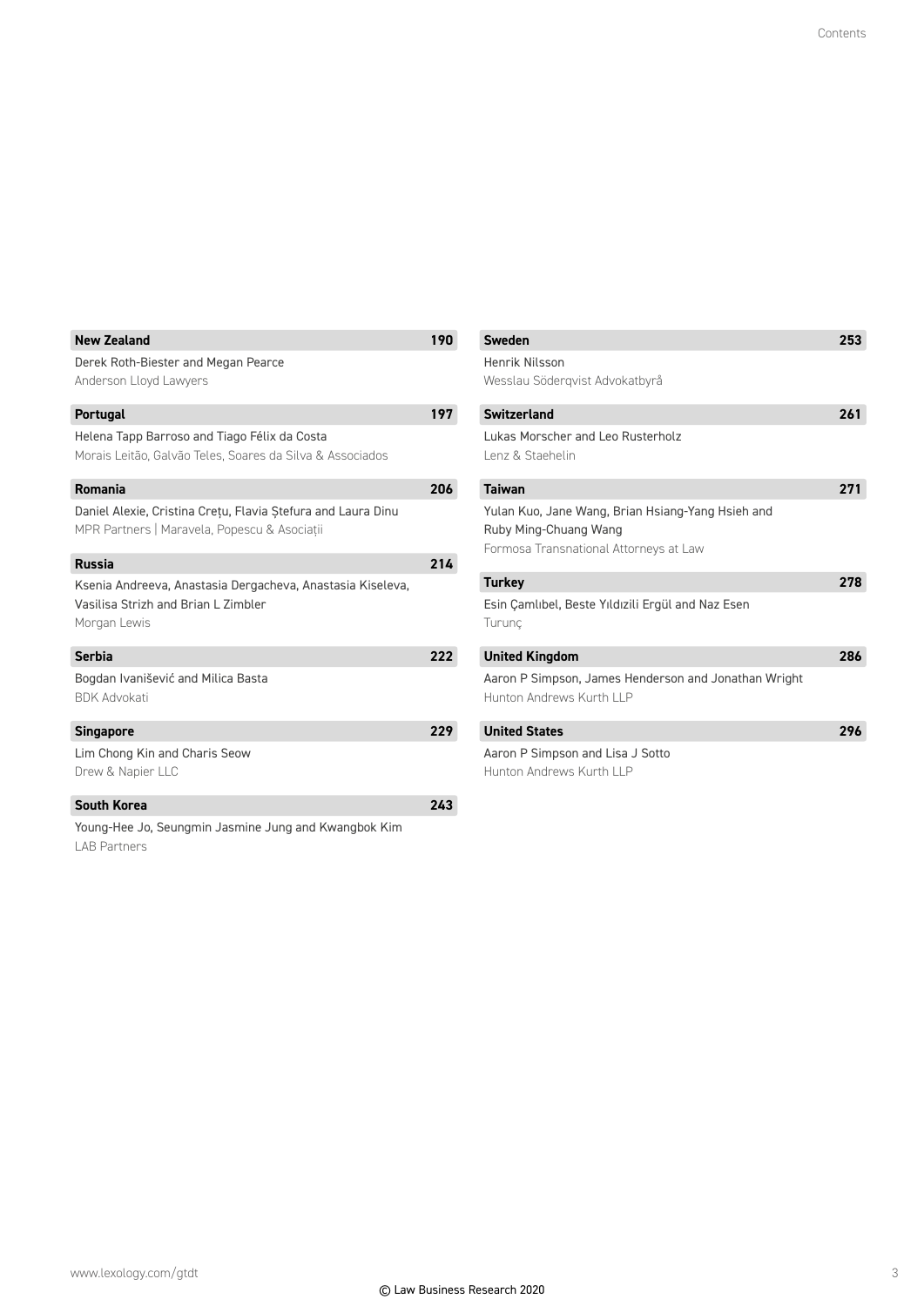**New Zealand** 190

Derek Roth-Biester and Megan Pearce
Anderson Lloyd Lawyers

**Portugal** 197

Helena Tapp Barroso and Tiago Félix da Costa
Morais Leitão, Galvão Teles, Soares da Silva & Associados

**Romania** 206

Daniel Alexie, Cristina Crețu, Flavia Ștefura and Laura Dinu
MPR Partners | Maravela, Popescu & Asociații

**Russia** 214

Ksenia Andreeva, Anastasia Dergacheva, Anastasia Kiseleva, Vasilisa Strizh and Brian L Zimbler
Morgan Lewis

**Serbia** 222

Bogdan Ivanišević and Milica Basta
BDK Advokati

**Singapore** 229

Lim Chong Kin and Charis Seow
Drew & Napier LLC

**South Korea** 243

Young-Hee Jo, Seungmin Jasmine Jung and Kwangbok Kim
LAB Partners

**Sweden** 253

Henrik Nilsson
Wesslau Söderqvist Advokatbyrå

**Switzerland** 261

Lukas Morscher and Leo Rusterholz
Lenz & Staehelin

**Taiwan** 271

Yulan Kuo, Jane Wang, Brian Hsiang-Yang Hsieh and Ruby Ming-Chuang Wang
Formosa Transnational Attorneys at Law

**Turkey** 278

Esin Çamlıbel, Beste Yıldızili Ergül and Naz Esen
Turunç

**United Kingdom** 286

Aaron P Simpson, James Henderson and Jonathan Wright
Hunton Andrews Kurth LLP

**United States** 296

Aaron P Simpson and Lisa J Sotto
Hunton Andrews Kurth LLP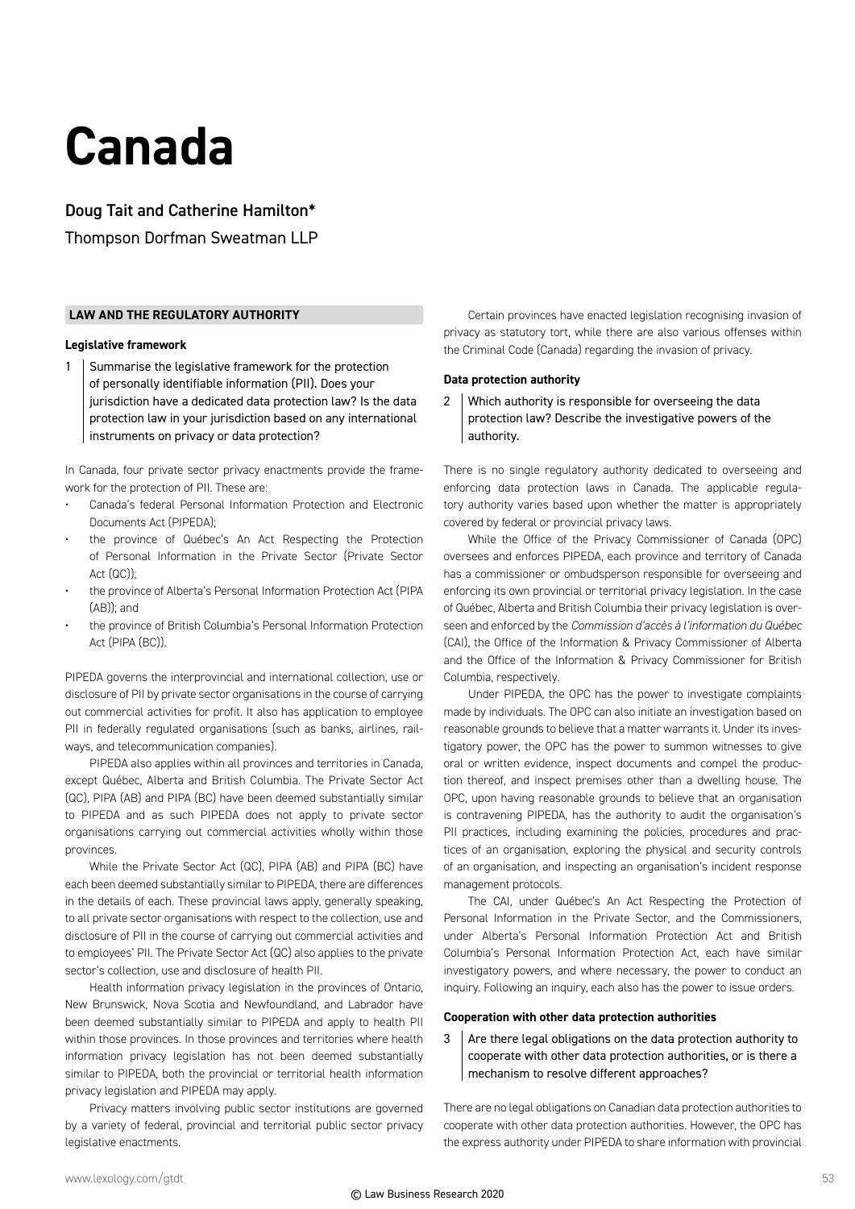# Canada

## Doug Tait and Catherine Hamilton*

Thompson Dorfman Sweatman LLP

### LAW AND THE REGULATORY AUTHORITY

#### Legislative framework

1 Summarise the legislative framework for the protection of personally identifiable information (PII). Does your jurisdiction have a dedicated data protection law? Is the data protection law in your jurisdiction based on any international instruments on privacy or data protection?

In Canada, four private sector privacy enactments provide the framework for the protection of PII. These are:

- Canada's federal Personal Information Protection and Electronic Documents Act (PIPEDA);
- the province of Québec's An Act Respecting the Protection of Personal Information in the Private Sector (Private Sector Act (QC));
- the province of Alberta's Personal Information Protection Act (PIPA (AB)); and
- the province of British Columbia's Personal Information Protection Act (PIPA (BC)).

PIPEDA governs the interprovincial and international collection, use or disclosure of PII by private sector organisations in the course of carrying out commercial activities for profit. It also has application to employee PII in federally regulated organisations (such as banks, airlines, railways, and telecommunication companies).

PIPEDA also applies within all provinces and territories in Canada, except Québec, Alberta and British Columbia. The Private Sector Act (QC), PIPA (AB) and PIPA (BC) have been deemed substantially similar to PIPEDA and as such PIPEDA does not apply to private sector organisations carrying out commercial activities wholly within those provinces.

While the Private Sector Act (QC), PIPA (AB) and PIPA (BC) have each been deemed substantially similar to PIPEDA, there are differences in the details of each. These provincial laws apply, generally speaking, to all private sector organisations with respect to the collection, use and disclosure of PII in the course of carrying out commercial activities and to employees' PII. The Private Sector Act (QC) also applies to the private sector's collection, use and disclosure of health PII.

Health information privacy legislation in the provinces of Ontario, New Brunswick, Nova Scotia and Newfoundland, and Labrador have been deemed substantially similar to PIPEDA and apply to health PII within those provinces. In those provinces and territories where health information privacy legislation has not been deemed substantially similar to PIPEDA, both the provincial or territorial health information privacy legislation and PIPEDA may apply.

Privacy matters involving public sector institutions are governed by a variety of federal, provincial and territorial public sector privacy legislative enactments.

Certain provinces have enacted legislation recognising invasion of privacy as statutory tort, while there are also various offenses within the Criminal Code (Canada) regarding the invasion of privacy.

#### Data protection authority

2 Which authority is responsible for overseeing the data protection law? Describe the investigative powers of the authority.

There is no single regulatory authority dedicated to overseeing and enforcing data protection laws in Canada. The applicable regulatory authority varies based upon whether the matter is appropriately covered by federal or provincial privacy laws.

While the Office of the Privacy Commissioner of Canada (OPC) oversees and enforces PIPEDA, each province and territory of Canada has a commissioner or ombudsperson responsible for overseeing and enforcing its own provincial or territorial privacy legislation. In the case of Québec, Alberta and British Columbia their privacy legislation is overseen and enforced by the *Commission d'accès à l'information du Québec* (CAI), the Office of the Information & Privacy Commissioner of Alberta and the Office of the Information & Privacy Commissioner for British Columbia, respectively.

Under PIPEDA, the OPC has the power to investigate complaints made by individuals. The OPC can also initiate an investigation based on reasonable grounds to believe that a matter warrants it. Under its investigatory power, the OPC has the power to summon witnesses to give oral or written evidence, inspect documents and compel the production thereof, and inspect premises other than a dwelling house. The OPC, upon having reasonable grounds to believe that an organisation is contravening PIPEDA, has the authority to audit the organisation's PII practices, including examining the policies, procedures and practices of an organisation, exploring the physical and security controls of an organisation, and inspecting an organisation's incident response management protocols.

The CAI, under Québec's An Act Respecting the Protection of Personal Information in the Private Sector, and the Commissioners, under Alberta's Personal Information Protection Act and British Columbia's Personal Information Protection Act, each have similar investigatory powers, and where necessary, the power to conduct an inquiry. Following an inquiry, each also has the power to issue orders.

#### Cooperation with other data protection authorities

3 Are there legal obligations on the data protection authority to cooperate with other data protection authorities, or is there a mechanism to resolve different approaches?

There are no legal obligations on Canadian data protection authorities to cooperate with other data protection authorities. However, the OPC has the express authority under PIPEDA to share information with provincial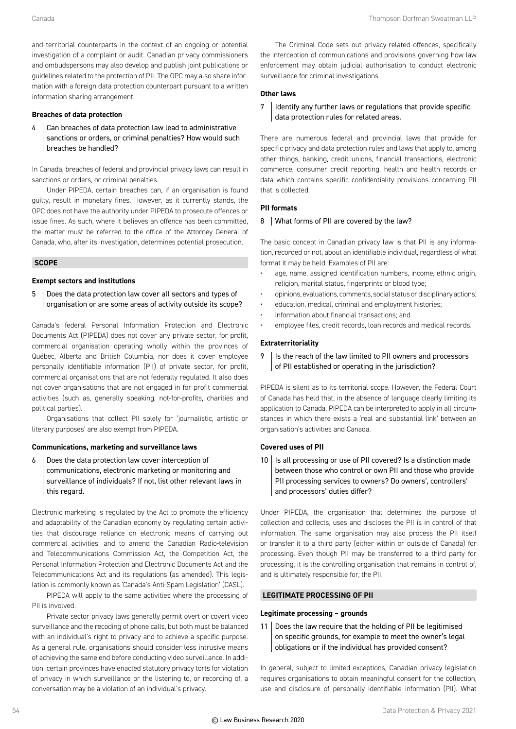and territorial counterparts in the context of an ongoing or potential investigation of a complaint or audit. Canadian privacy commissioners and ombudspersons may also develop and publish joint publications or guidelines related to the protection of PII. The OPC may also share information with a foreign data protection counterpart pursuant to a written information sharing arrangement.

**Breaches of data protection**

4 | Can breaches of data protection law lead to administrative sanctions or orders, or criminal penalties? How would such breaches be handled?

In Canada, breaches of federal and provincial privacy laws can result in sanctions or orders, or criminal penalties.

Under PIPEDA, certain breaches can, if an organisation is found guilty, result in monetary fines. However, as it currently stands, the OPC does not have the authority under PIPEDA to prosecute offences or issue fines. As such, where it believes an offence has been committed, the matter must be referred to the office of the Attorney General of Canada, who, after its investigation, determines potential prosecution.

## SCOPE

**Exempt sectors and institutions**

5 | Does the data protection law cover all sectors and types of organisation or are some areas of activity outside its scope?

Canada's federal Personal Information Protection and Electronic Documents Act (PIPEDA) does not cover any private sector, for profit, commercial organisation operating wholly within the provinces of Québec, Alberta and British Columbia, nor does it cover employee personally identifiable information (PII) of private sector, for profit, commercial organisations that are not federally regulated. It also does not cover organisations that are not engaged in for profit commercial activities (such as, generally speaking, not-for-profits, charities and political parties).

Organisations that collect PII solely for 'journalistic, artistic or literary purposes' are also exempt from PIPEDA.

**Communications, marketing and surveillance laws**

6 | Does the data protection law cover interception of communications, electronic marketing or monitoring and surveillance of individuals? If not, list other relevant laws in this regard.

Electronic marketing is regulated by the Act to promote the efficiency and adaptability of the Canadian economy by regulating certain activities that discourage reliance on electronic means of carrying out commercial activities, and to amend the Canadian Radio-television and Telecommunications Commission Act, the Competition Act, the Personal Information Protection and Electronic Documents Act and the Telecommunications Act and its regulations (as amended). This legislation is commonly known as 'Canada's Anti-Spam Legislation' (CASL).

PIPEDA will apply to the same activities where the processing of PII is involved.

Private sector privacy laws generally permit overt or covert video surveillance and the recoding of phone calls, but both must be balanced with an individual's right to privacy and to achieve a specific purpose. As a general rule, organisations should consider less intrusive means of achieving the same end before conducting video surveillance. In addition, certain provinces have enacted statutory privacy torts for violation of privacy in which surveillance or the listening to, or recording of, a conversation may be a violation of an individual's privacy.

The Criminal Code sets out privacy-related offences, specifically the interception of communications and provisions governing how law enforcement may obtain judicial authorisation to conduct electronic surveillance for criminal investigations.

**Other laws**

7 | Identify any further laws or regulations that provide specific data protection rules for related areas.

There are numerous federal and provincial laws that provide for specific privacy and data protection rules and laws that apply to, among other things, banking, credit unions, financial transactions, electronic commerce, consumer credit reporting, health and health records or data which contains specific confidentiality provisions concerning PII that is collected.

**PII formats**

8 | What forms of PII are covered by the law?

The basic concept in Canadian privacy law is that PII is any information, recorded or not, about an identifiable individual, regardless of what format it may be held. Examples of PII are:

- age, name, assigned identification numbers, income, ethnic origin, religion, marital status, fingerprints or blood type;
- opinions, evaluations, comments, social status or disciplinary actions;
- education, medical, criminal and employment histories;
- information about financial transactions; and
- employee files, credit records, loan records and medical records.

**Extraterritoriality**

9 | Is the reach of the law limited to PII owners and processors of PII established or operating in the jurisdiction?

PIPEDA is silent as to its territorial scope. However, the Federal Court of Canada has held that, in the absence of language clearly limiting its application to Canada, PIPEDA can be interpreted to apply in all circumstances in which there exists a 'real and substantial link' between an organisation's activities and Canada.

**Covered uses of PII**

10 | Is all processing or use of PII covered? Is a distinction made between those who control or own PII and those who provide PII processing services to owners? Do owners', controllers' and processors' duties differ?

Under PIPEDA, the organisation that determines the purpose of collection and collects, uses and discloses the PII is in control of that information. The same organisation may also process the PII itself or transfer it to a third party (either within or outside of Canada) for processing. Even though PII may be transferred to a third party for processing, it is the controlling organisation that remains in control of, and is ultimately responsible for, the PII.

## LEGITIMATE PROCESSING OF PII

**Legitimate processing – grounds**

11 | Does the law require that the holding of PII be legitimised on specific grounds, for example to meet the owner's legal obligations or if the individual has provided consent?

In general, subject to limited exceptions, Canadian privacy legislation requires organisations to obtain meaningful consent for the collection, use and disclosure of personally identifiable information (PII). What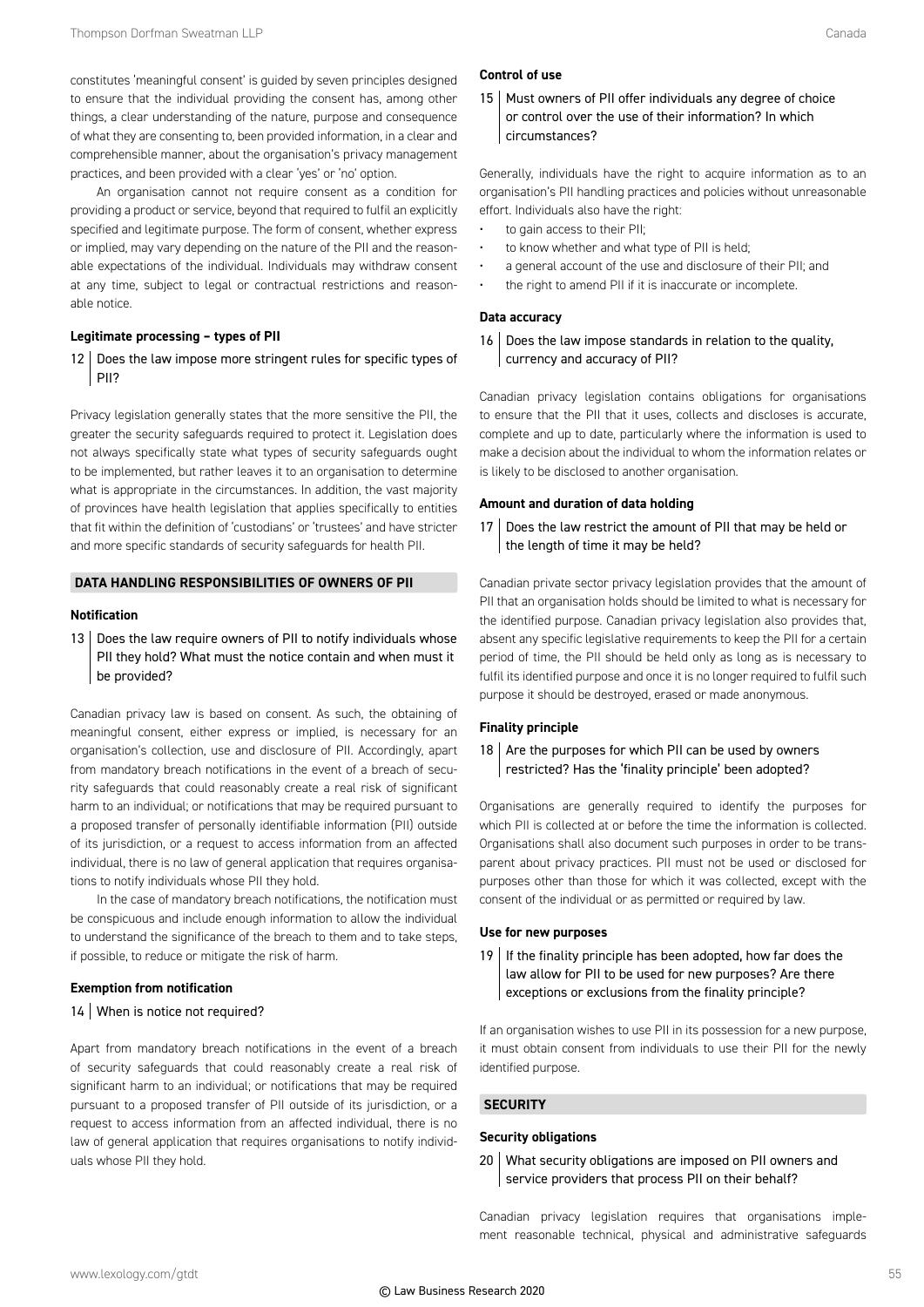constitutes 'meaningful consent' is guided by seven principles designed to ensure that the individual providing the consent has, among other things, a clear understanding of the nature, purpose and consequence of what they are consenting to, been provided information, in a clear and comprehensible manner, about the organisation's privacy management practices, and been provided with a clear 'yes' or 'no' option.

An organisation cannot not require consent as a condition for providing a product or service, beyond that required to fulfil an explicitly specified and legitimate purpose. The form of consent, whether express or implied, may vary depending on the nature of the PII and the reasonable expectations of the individual. Individuals may withdraw consent at any time, subject to legal or contractual restrictions and reasonable notice.

**Legitimate processing – types of PII**

12 | Does the law impose more stringent rules for specific types of PII?

Privacy legislation generally states that the more sensitive the PII, the greater the security safeguards required to protect it. Legislation does not always specifically state what types of security safeguards ought to be implemented, but rather leaves it to an organisation to determine what is appropriate in the circumstances. In addition, the vast majority of provinces have health legislation that applies specifically to entities that fit within the definition of 'custodians' or 'trustees' and have stricter and more specific standards of security safeguards for health PII.

## DATA HANDLING RESPONSIBILITIES OF OWNERS OF PII

**Notification**

13 | Does the law require owners of PII to notify individuals whose PII they hold? What must the notice contain and when must it be provided?

Canadian privacy law is based on consent. As such, the obtaining of meaningful consent, either express or implied, is necessary for an organisation's collection, use and disclosure of PII. Accordingly, apart from mandatory breach notifications in the event of a breach of security safeguards that could reasonably create a real risk of significant harm to an individual; or notifications that may be required pursuant to a proposed transfer of personally identifiable information (PII) outside of its jurisdiction, or a request to access information from an affected individual, there is no law of general application that requires organisations to notify individuals whose PII they hold.

In the case of mandatory breach notifications, the notification must be conspicuous and include enough information to allow the individual to understand the significance of the breach to them and to take steps, if possible, to reduce or mitigate the risk of harm.

**Exemption from notification**

14 | When is notice not required?

Apart from mandatory breach notifications in the event of a breach of security safeguards that could reasonably create a real risk of significant harm to an individual; or notifications that may be required pursuant to a proposed transfer of PII outside of its jurisdiction, or a request to access information from an affected individual, there is no law of general application that requires organisations to notify individuals whose PII they hold.

**Control of use**

15 | Must owners of PII offer individuals any degree of choice or control over the use of their information? In which circumstances?

Generally, individuals have the right to acquire information as to an organisation's PII handling practices and policies without unreasonable effort. Individuals also have the right:

- to gain access to their PII;
- to know whether and what type of PII is held;
- a general account of the use and disclosure of their PII; and
- the right to amend PII if it is inaccurate or incomplete.

**Data accuracy**

16 | Does the law impose standards in relation to the quality, currency and accuracy of PII?

Canadian privacy legislation contains obligations for organisations to ensure that the PII that it uses, collects and discloses is accurate, complete and up to date, particularly where the information is used to make a decision about the individual to whom the information relates or is likely to be disclosed to another organisation.

**Amount and duration of data holding**

17 | Does the law restrict the amount of PII that may be held or the length of time it may be held?

Canadian private sector privacy legislation provides that the amount of PII that an organisation holds should be limited to what is necessary for the identified purpose. Canadian privacy legislation also provides that, absent any specific legislative requirements to keep the PII for a certain period of time, the PII should be held only as long as is necessary to fulfil its identified purpose and once it is no longer required to fulfil such purpose it should be destroyed, erased or made anonymous.

**Finality principle**

18 | Are the purposes for which PII can be used by owners restricted? Has the 'finality principle' been adopted?

Organisations are generally required to identify the purposes for which PII is collected at or before the time the information is collected. Organisations shall also document such purposes in order to be transparent about privacy practices. PII must not be used or disclosed for purposes other than those for which it was collected, except with the consent of the individual or as permitted or required by law.

**Use for new purposes**

19 | If the finality principle has been adopted, how far does the law allow for PII to be used for new purposes? Are there exceptions or exclusions from the finality principle?

If an organisation wishes to use PII in its possession for a new purpose, it must obtain consent from individuals to use their PII for the newly identified purpose.

## SECURITY

**Security obligations**

20 | What security obligations are imposed on PII owners and service providers that process PII on their behalf?

Canadian privacy legislation requires that organisations implement reasonable technical, physical and administrative safeguards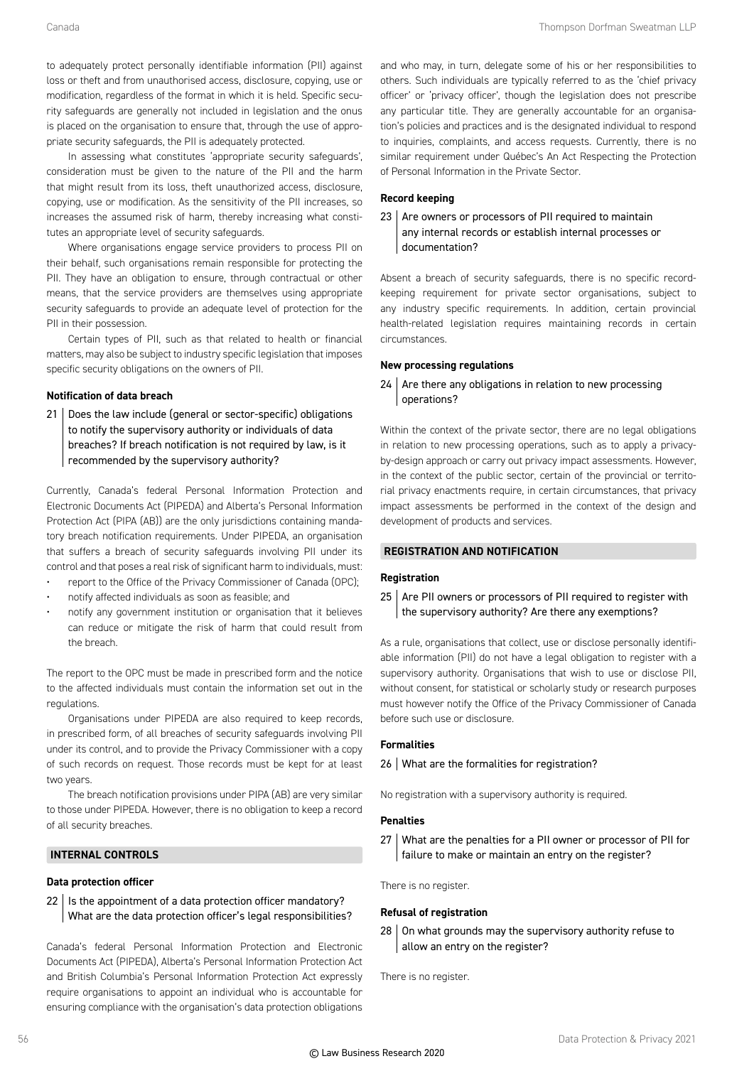to adequately protect personally identifiable information (PII) against loss or theft and from unauthorised access, disclosure, copying, use or modification, regardless of the format in which it is held. Specific security safeguards are generally not included in legislation and the onus is placed on the organisation to ensure that, through the use of appropriate security safeguards, the PII is adequately protected.

In assessing what constitutes 'appropriate security safeguards', consideration must be given to the nature of the PII and the harm that might result from its loss, theft unauthorized access, disclosure, copying, use or modification. As the sensitivity of the PII increases, so increases the assumed risk of harm, thereby increasing what constitutes an appropriate level of security safeguards.

Where organisations engage service providers to process PII on their behalf, such organisations remain responsible for protecting the PII. They have an obligation to ensure, through contractual or other means, that the service providers are themselves using appropriate security safeguards to provide an adequate level of protection for the PII in their possession.

Certain types of PII, such as that related to health or financial matters, may also be subject to industry specific legislation that imposes specific security obligations on the owners of PII.

#### Notification of data breach

21 | Does the law include (general or sector-specific) obligations to notify the supervisory authority or individuals of data breaches? If breach notification is not required by law, is it recommended by the supervisory authority?

Currently, Canada's federal Personal Information Protection and Electronic Documents Act (PIPEDA) and Alberta's Personal Information Protection Act (PIPA (AB)) are the only jurisdictions containing mandatory breach notification requirements. Under PIPEDA, an organisation that suffers a breach of security safeguards involving PII under its control and that poses a real risk of significant harm to individuals, must:

- report to the Office of the Privacy Commissioner of Canada (OPC);
- notify affected individuals as soon as feasible; and
- notify any government institution or organisation that it believes can reduce or mitigate the risk of harm that could result from the breach.

The report to the OPC must be made in prescribed form and the notice to the affected individuals must contain the information set out in the regulations.

Organisations under PIPEDA are also required to keep records, in prescribed form, of all breaches of security safeguards involving PII under its control, and to provide the Privacy Commissioner with a copy of such records on request. Those records must be kept for at least two years.

The breach notification provisions under PIPA (AB) are very similar to those under PIPEDA. However, there is no obligation to keep a record of all security breaches.

## INTERNAL CONTROLS

#### Data protection officer

22 | Is the appointment of a data protection officer mandatory? What are the data protection officer's legal responsibilities?

Canada's federal Personal Information Protection and Electronic Documents Act (PIPEDA), Alberta's Personal Information Protection Act and British Columbia's Personal Information Protection Act expressly require organisations to appoint an individual who is accountable for ensuring compliance with the organisation's data protection obligations and who may, in turn, delegate some of his or her responsibilities to others. Such individuals are typically referred to as the 'chief privacy officer' or 'privacy officer', though the legislation does not prescribe any particular title. They are generally accountable for an organisation's policies and practices and is the designated individual to respond to inquiries, complaints, and access requests. Currently, there is no similar requirement under Québec's An Act Respecting the Protection of Personal Information in the Private Sector.

#### Record keeping

23 | Are owners or processors of PII required to maintain any internal records or establish internal processes or documentation?

Absent a breach of security safeguards, there is no specific record-keeping requirement for private sector organisations, subject to any industry specific requirements. In addition, certain provincial health-related legislation requires maintaining records in certain circumstances.

#### New processing regulations

24 | Are there any obligations in relation to new processing operations?

Within the context of the private sector, there are no legal obligations in relation to new processing operations, such as to apply a privacy-by-design approach or carry out privacy impact assessments. However, in the context of the public sector, certain of the provincial or territorial privacy enactments require, in certain circumstances, that privacy impact assessments be performed in the context of the design and development of products and services.

## REGISTRATION AND NOTIFICATION

#### Registration

25 | Are PII owners or processors of PII required to register with the supervisory authority? Are there any exemptions?

As a rule, organisations that collect, use or disclose personally identifiable information (PII) do not have a legal obligation to register with a supervisory authority. Organisations that wish to use or disclose PII, without consent, for statistical or scholarly study or research purposes must however notify the Office of the Privacy Commissioner of Canada before such use or disclosure.

#### Formalities

26 | What are the formalities for registration?

No registration with a supervisory authority is required.

#### Penalties

27 | What are the penalties for a PII owner or processor of PII for failure to make or maintain an entry on the register?

There is no register.

#### Refusal of registration

28 | On what grounds may the supervisory authority refuse to allow an entry on the register?

There is no register.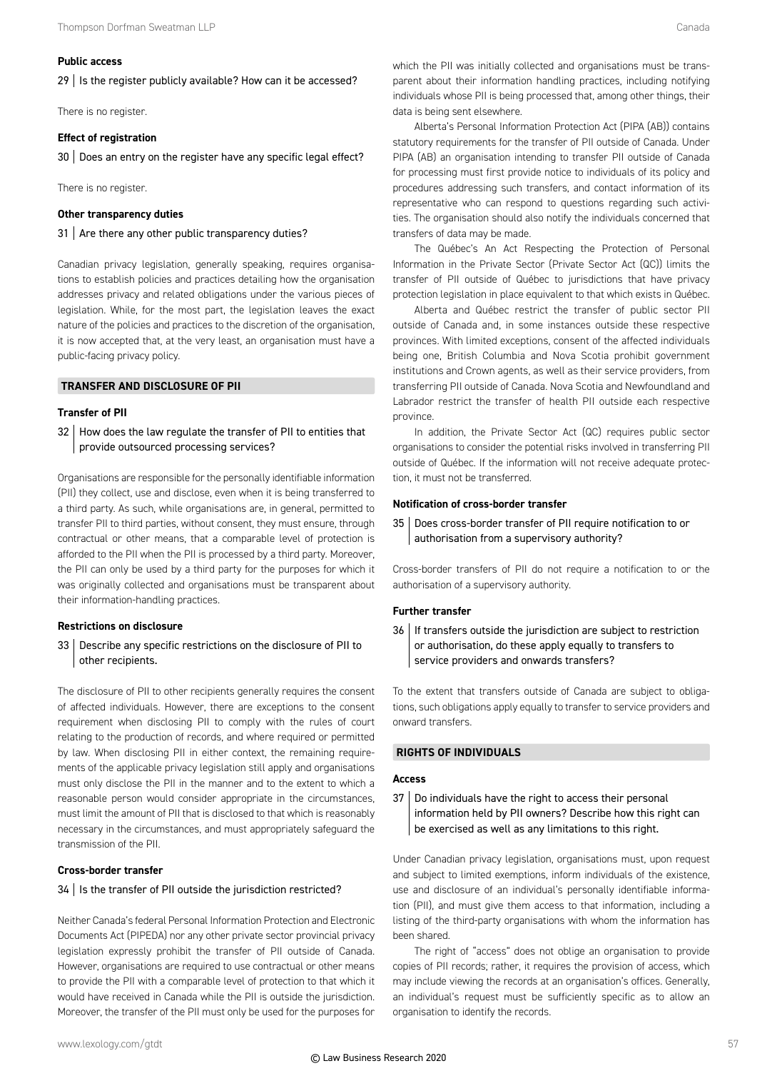#### Public access

**29 | Is the register publicly available? How can it be accessed?**

There is no register.

#### Effect of registration

**30 | Does an entry on the register have any specific legal effect?**

There is no register.

#### Other transparency duties

**31 | Are there any other public transparency duties?**

Canadian privacy legislation, generally speaking, requires organisations to establish policies and practices detailing how the organisation addresses privacy and related obligations under the various pieces of legislation. While, for the most part, the legislation leaves the exact nature of the policies and practices to the discretion of the organisation, it is now accepted that, at the very least, an organisation must have a public-facing privacy policy.

### TRANSFER AND DISCLOSURE OF PII

#### Transfer of PII

**32 | How does the law regulate the transfer of PII to entities that provide outsourced processing services?**

Organisations are responsible for the personally identifiable information (PII) they collect, use and disclose, even when it is being transferred to a third party. As such, while organisations are, in general, permitted to transfer PII to third parties, without consent, they must ensure, through contractual or other means, that a comparable level of protection is afforded to the PII when the PII is processed by a third party. Moreover, the PII can only be used by a third party for the purposes for which it was originally collected and organisations must be transparent about their information-handling practices.

#### Restrictions on disclosure

**33 | Describe any specific restrictions on the disclosure of PII to other recipients.**

The disclosure of PII to other recipients generally requires the consent of affected individuals. However, there are exceptions to the consent requirement when disclosing PII to comply with the rules of court relating to the production of records, and where required or permitted by law. When disclosing PII in either context, the remaining requirements of the applicable privacy legislation still apply and organisations must only disclose the PII in the manner and to the extent to which a reasonable person would consider appropriate in the circumstances, must limit the amount of PII that is disclosed to that which is reasonably necessary in the circumstances, and must appropriately safeguard the transmission of the PII.

#### Cross-border transfer

**34 | Is the transfer of PII outside the jurisdiction restricted?**

Neither Canada's federal Personal Information Protection and Electronic Documents Act (PIPEDA) nor any other private sector provincial privacy legislation expressly prohibit the transfer of PII outside of Canada. However, organisations are required to use contractual or other means to provide the PII with a comparable level of protection to that which it would have received in Canada while the PII is outside the jurisdiction. Moreover, the transfer of the PII must only be used for the purposes for which the PII was initially collected and organisations must be transparent about their information handling practices, including notifying individuals whose PII is being processed that, among other things, their data is being sent elsewhere.

Alberta's Personal Information Protection Act (PIPA (AB)) contains statutory requirements for the transfer of PII outside of Canada. Under PIPA (AB) an organisation intending to transfer PII outside of Canada for processing must first provide notice to individuals of its policy and procedures addressing such transfers, and contact information of its representative who can respond to questions regarding such activities. The organisation should also notify the individuals concerned that transfers of data may be made.

The Québec's An Act Respecting the Protection of Personal Information in the Private Sector (Private Sector Act (QC)) limits the transfer of PII outside of Québec to jurisdictions that have privacy protection legislation in place equivalent to that which exists in Québec.

Alberta and Québec restrict the transfer of public sector PII outside of Canada and, in some instances outside these respective provinces. With limited exceptions, consent of the affected individuals being one, British Columbia and Nova Scotia prohibit government institutions and Crown agents, as well as their service providers, from transferring PII outside of Canada. Nova Scotia and Newfoundland and Labrador restrict the transfer of health PII outside each respective province.

In addition, the Private Sector Act (QC) requires public sector organisations to consider the potential risks involved in transferring PII outside of Québec. If the information will not receive adequate protection, it must not be transferred.

#### Notification of cross-border transfer

**35 | Does cross-border transfer of PII require notification to or authorisation from a supervisory authority?**

Cross-border transfers of PII do not require a notification to or the authorisation of a supervisory authority.

#### Further transfer

**36 | If transfers outside the jurisdiction are subject to restriction or authorisation, do these apply equally to transfers to service providers and onwards transfers?**

To the extent that transfers outside of Canada are subject to obligations, such obligations apply equally to transfer to service providers and onward transfers.

### RIGHTS OF INDIVIDUALS

#### Access

**37 | Do individuals have the right to access their personal information held by PII owners? Describe how this right can be exercised as well as any limitations to this right.**

Under Canadian privacy legislation, organisations must, upon request and subject to limited exemptions, inform individuals of the existence, use and disclosure of an individual's personally identifiable information (PII), and must give them access to that information, including a listing of the third-party organisations with whom the information has been shared.

The right of "access" does not oblige an organisation to provide copies of PII records; rather, it requires the provision of access, which may include viewing the records at an organisation's offices. Generally, an individual's request must be sufficiently specific as to allow an organisation to identify the records.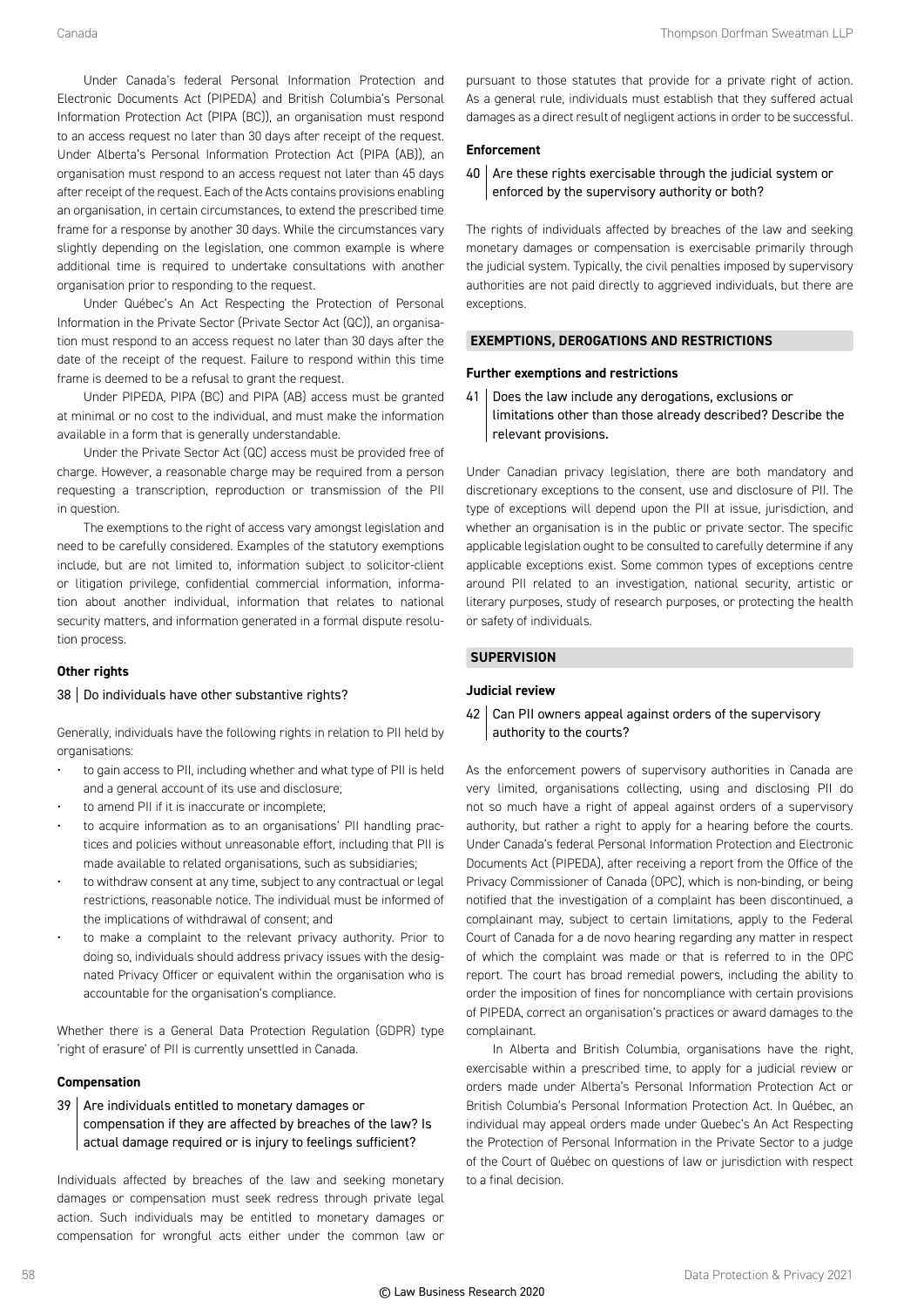Under Canada's federal Personal Information Protection and Electronic Documents Act (PIPEDA) and British Columbia's Personal Information Protection Act (PIPA (BC)), an organisation must respond to an access request no later than 30 days after receipt of the request. Under Alberta's Personal Information Protection Act (PIPA (AB)), an organisation must respond to an access request not later than 45 days after receipt of the request. Each of the Acts contains provisions enabling an organisation, in certain circumstances, to extend the prescribed time frame for a response by another 30 days. While the circumstances vary slightly depending on the legislation, one common example is where additional time is required to undertake consultations with another organisation prior to responding to the request.

Under Québec's An Act Respecting the Protection of Personal Information in the Private Sector (Private Sector Act (QC)), an organisation must respond to an access request no later than 30 days after the date of the receipt of the request. Failure to respond within this time frame is deemed to be a refusal to grant the request.

Under PIPEDA, PIPA (BC) and PIPA (AB) access must be granted at minimal or no cost to the individual, and must make the information available in a form that is generally understandable.

Under the Private Sector Act (QC) access must be provided free of charge. However, a reasonable charge may be required from a person requesting a transcription, reproduction or transmission of the PII in question.

The exemptions to the right of access vary amongst legislation and need to be carefully considered. Examples of the statutory exemptions include, but are not limited to, information subject to solicitor-client or litigation privilege, confidential commercial information, information about another individual, information that relates to national security matters, and information generated in a formal dispute resolution process.

#### Other rights

**38 | Do individuals have other substantive rights?**

Generally, individuals have the following rights in relation to PII held by organisations:

- to gain access to PII, including whether and what type of PII is held and a general account of its use and disclosure;
- to amend PII if it is inaccurate or incomplete;
- to acquire information as to an organisations' PII handling practices and policies without unreasonable effort, including that PII is made available to related organisations, such as subsidiaries;
- to withdraw consent at any time, subject to any contractual or legal restrictions, reasonable notice. The individual must be informed of the implications of withdrawal of consent; and
- to make a complaint to the relevant privacy authority. Prior to doing so, individuals should address privacy issues with the designated Privacy Officer or equivalent within the organisation who is accountable for the organisation's compliance.

Whether there is a General Data Protection Regulation (GDPR) type 'right of erasure' of PII is currently unsettled in Canada.

#### Compensation

**39 | Are individuals entitled to monetary damages or compensation if they are affected by breaches of the law? Is actual damage required or is injury to feelings sufficient?**

Individuals affected by breaches of the law and seeking monetary damages or compensation must seek redress through private legal action. Such individuals may be entitled to monetary damages or compensation for wrongful acts either under the common law or pursuant to those statutes that provide for a private right of action. As a general rule, individuals must establish that they suffered actual damages as a direct result of negligent actions in order to be successful.

#### Enforcement

**40 | Are these rights exercisable through the judicial system or enforced by the supervisory authority or both?**

The rights of individuals affected by breaches of the law and seeking monetary damages or compensation is exercisable primarily through the judicial system. Typically, the civil penalties imposed by supervisory authorities are not paid directly to aggrieved individuals, but there are exceptions.

## EXEMPTIONS, DEROGATIONS AND RESTRICTIONS

#### Further exemptions and restrictions

**41 | Does the law include any derogations, exclusions or limitations other than those already described? Describe the relevant provisions.**

Under Canadian privacy legislation, there are both mandatory and discretionary exceptions to the consent, use and disclosure of PII. The type of exceptions will depend upon the PII at issue, jurisdiction, and whether an organisation is in the public or private sector. The specific applicable legislation ought to be consulted to carefully determine if any applicable exceptions exist. Some common types of exceptions centre around PII related to an investigation, national security, artistic or literary purposes, study of research purposes, or protecting the health or safety of individuals.

## SUPERVISION

#### Judicial review

**42 | Can PII owners appeal against orders of the supervisory authority to the courts?**

As the enforcement powers of supervisory authorities in Canada are very limited, organisations collecting, using and disclosing PII do not so much have a right of appeal against orders of a supervisory authority, but rather a right to apply for a hearing before the courts. Under Canada's federal Personal Information Protection and Electronic Documents Act (PIPEDA), after receiving a report from the Office of the Privacy Commissioner of Canada (OPC), which is non-binding, or being notified that the investigation of a complaint has been discontinued, a complainant may, subject to certain limitations, apply to the Federal Court of Canada for a de novo hearing regarding any matter in respect of which the complaint was made or that is referred to in the OPC report. The court has broad remedial powers, including the ability to order the imposition of fines for noncompliance with certain provisions of PIPEDA, correct an organisation's practices or award damages to the complainant.

In Alberta and British Columbia, organisations have the right, exercisable within a prescribed time, to apply for a judicial review or orders made under Alberta's Personal Information Protection Act or British Columbia's Personal Information Protection Act. In Québec, an individual may appeal orders made under Quebec's An Act Respecting the Protection of Personal Information in the Private Sector to a judge of the Court of Québec on questions of law or jurisdiction with respect to a final decision.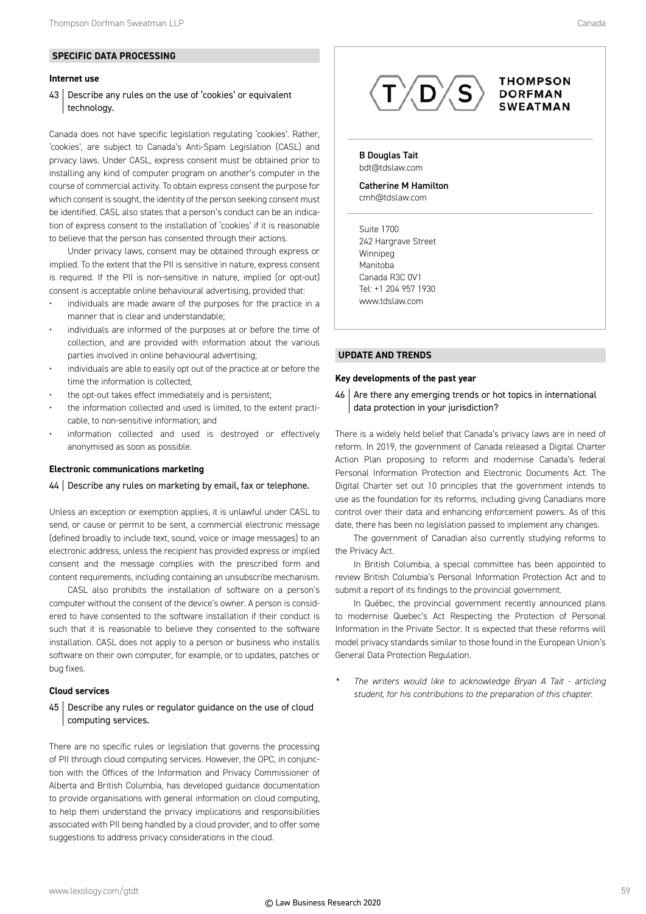## SPECIFIC DATA PROCESSING

### Internet use

**43 Describe any rules on the use of 'cookies' or equivalent technology.**

Canada does not have specific legislation regulating 'cookies'. Rather, 'cookies', are subject to Canada's Anti-Spam Legislation (CASL) and privacy laws. Under CASL, express consent must be obtained prior to installing any kind of computer program on another's computer in the course of commercial activity. To obtain express consent the purpose for which consent is sought, the identity of the person seeking consent must be identified. CASL also states that a person's conduct can be an indication of express consent to the installation of 'cookies' if it is reasonable to believe that the person has consented through their actions.

Under privacy laws, consent may be obtained through express or implied. To the extent that the PII is sensitive in nature, express consent is required. If the PII is non-sensitive in nature, implied (or opt-out) consent is acceptable online behavioural advertising, provided that:

- individuals are made aware of the purposes for the practice in a manner that is clear and understandable;
- individuals are informed of the purposes at or before the time of collection, and are provided with information about the various parties involved in online behavioural advertising;
- individuals are able to easily opt out of the practice at or before the time the information is collected;
- the opt-out takes effect immediately and is persistent;
- the information collected and used is limited, to the extent practicable, to non-sensitive information; and
- information collected and used is destroyed or effectively anonymised as soon as possible.

### Electronic communications marketing

**44 Describe any rules on marketing by email, fax or telephone.**

Unless an exception or exemption applies, it is unlawful under CASL to send, or cause or permit to be sent, a commercial electronic message (defined broadly to include text, sound, voice or image messages) to an electronic address, unless the recipient has provided express or implied consent and the message complies with the prescribed form and content requirements, including containing an unsubscribe mechanism.

CASL also prohibits the installation of software on a person's computer without the consent of the device's owner. A person is considered to have consented to the software installation if their conduct is such that it is reasonable to believe they consented to the software installation. CASL does not apply to a person or business who installs software on their own computer, for example, or to updates, patches or bug fixes.

### Cloud services

**45 Describe any rules or regulator guidance on the use of cloud computing services.**

There are no specific rules or legislation that governs the processing of PII through cloud computing services. However, the OPC, in conjunction with the Offices of the Information and Privacy Commissioner of Alberta and British Columbia, has developed guidance documentation to provide organisations with general information on cloud computing, to help them understand the privacy implications and responsibilities associated with PII being handled by a cloud provider, and to offer some suggestions to address privacy considerations in the cloud.

**THOMPSON DORFMAN SWEATMAN**

**B Douglas Tait**
bdt@tdslaw.com

**Catherine M Hamilton**
cmh@tdslaw.com

Suite 1700
242 Hargrave Street
Winnipeg
Manitoba
Canada R3C 0V1
Tel: +1 204 957 1930
www.tdslaw.com

## UPDATE AND TRENDS

### Key developments of the past year

**46 Are there any emerging trends or hot topics in international data protection in your jurisdiction?**

There is a widely held belief that Canada's privacy laws are in need of reform. In 2019, the government of Canada released a Digital Charter Action Plan proposing to reform and modernise Canada's federal Personal Information Protection and Electronic Documents Act. The Digital Charter set out 10 principles that the government intends to use as the foundation for its reforms, including giving Canadians more control over their data and enhancing enforcement powers. As of this date, there has been no legislation passed to implement any changes.

The government of Canadian also currently studying reforms to the Privacy Act.

In British Columbia, a special committee has been appointed to review British Columbia's Personal Information Protection Act and to submit a report of its findings to the provincial government.

In Québec, the provincial government recently announced plans to modernise Quebec's Act Respecting the Protection of Personal Information in the Private Sector. It is expected that these reforms will model privacy standards similar to those found in the European Union's General Data Protection Regulation.

\* *The writers would like to acknowledge Bryan A Tait - articling student, for his contributions to the preparation of this chapter.*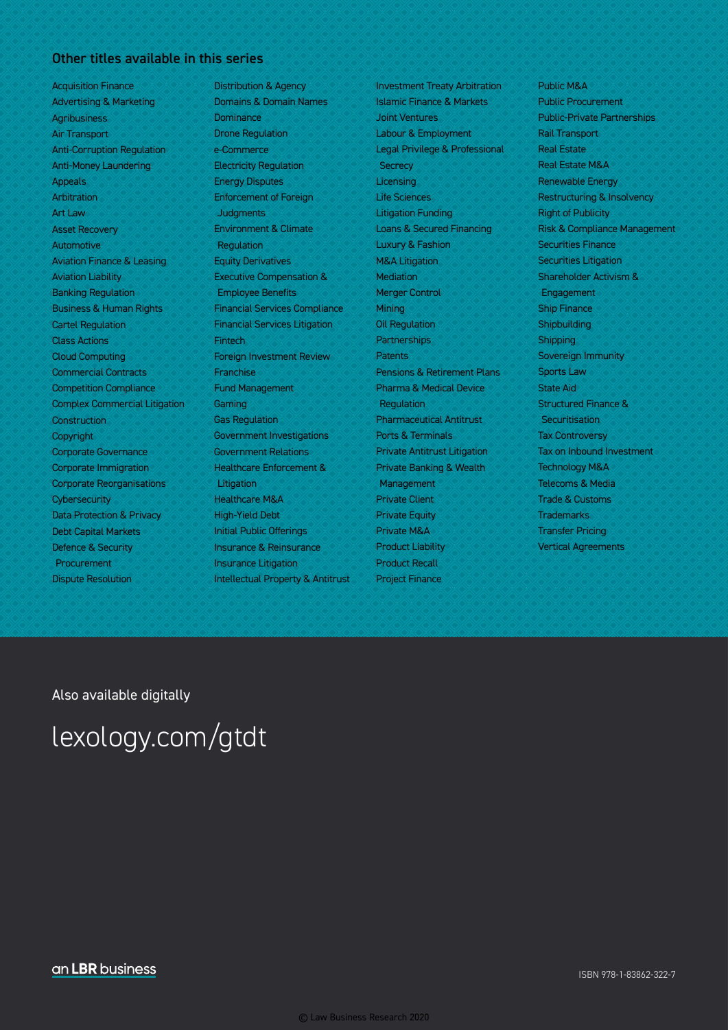## Other titles available in this series

- Acquisition Finance
- Advertising & Marketing
- Agribusiness
- Air Transport
- Anti-Corruption Regulation
- Anti-Money Laundering
- Appeals
- Arbitration
- Art Law
- Asset Recovery
- Automotive
- Aviation Finance & Leasing
- Aviation Liability
- Banking Regulation
- Business & Human Rights
- Cartel Regulation
- Class Actions
- Cloud Computing
- Commercial Contracts
- Competition Compliance
- Complex Commercial Litigation
- Construction
- Copyright
- Corporate Governance
- Corporate Immigration
- Corporate Reorganisations
- Cybersecurity
- Data Protection & Privacy
- Debt Capital Markets
- Defence & Security Procurement
- Dispute Resolution
- Distribution & Agency
- Domains & Domain Names
- Dominance
- Drone Regulation
- e-Commerce
- Electricity Regulation
- Energy Disputes
- Enforcement of Foreign Judgments
- Environment & Climate Regulation
- Equity Derivatives
- Executive Compensation & Employee Benefits
- Financial Services Compliance
- Financial Services Litigation
- Fintech
- Foreign Investment Review
- Franchise
- Fund Management
- Gaming
- Gas Regulation
- Government Investigations
- Government Relations
- Healthcare Enforcement & Litigation
- Healthcare M&A
- High-Yield Debt
- Initial Public Offerings
- Insurance & Reinsurance
- Insurance Litigation
- Intellectual Property & Antitrust
- Investment Treaty Arbitration
- Islamic Finance & Markets
- Joint Ventures
- Labour & Employment
- Legal Privilege & Professional Secrecy
- Licensing
- Life Sciences
- Litigation Funding
- Loans & Secured Financing
- Luxury & Fashion
- M&A Litigation
- Mediation
- Merger Control
- Mining
- Oil Regulation
- Partnerships
- Patents
- Pensions & Retirement Plans
- Pharma & Medical Device Regulation
- Pharmaceutical Antitrust
- Ports & Terminals
- Private Antitrust Litigation
- Private Banking & Wealth Management
- Private Client
- Private Equity
- Private M&A
- Product Liability
- Product Recall
- Project Finance
- Public M&A
- Public Procurement
- Public-Private Partnerships
- Rail Transport
- Real Estate
- Real Estate M&A
- Renewable Energy
- Restructuring & Insolvency
- Right of Publicity
- Risk & Compliance Management
- Securities Finance
- Securities Litigation
- Shareholder Activism & Engagement
- Ship Finance
- Shipbuilding
- Shipping
- Sovereign Immunity
- Sports Law
- State Aid
- Structured Finance & Securitisation
- Tax Controversy
- Tax on Inbound Investment
- Technology M&A
- Telecoms & Media
- Trade & Customs
- Trademarks
- Transfer Pricing
- Vertical Agreements

Also available digitally

# lexology.com/gtdt

an **LBR** business

ISBN 978-1-83862-322-7

© Law Business Research 2020